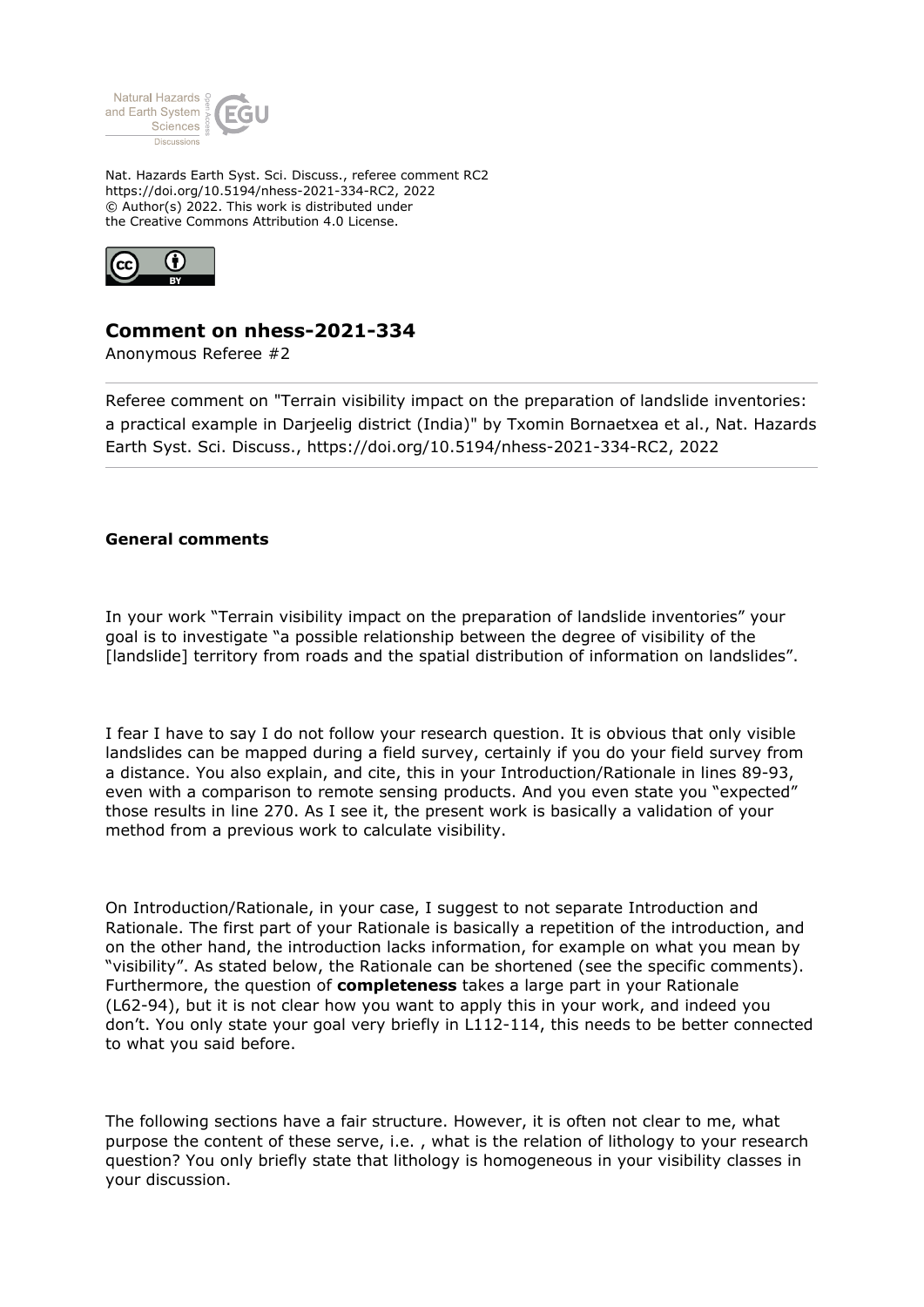Nat. Hazards Earth Syst. Sci. Discuss., referee comment RC2
https://doi.org/10.5194/nhess-2021-334-RC2, 2022
© Author(s) 2022. This work is distributed under
the Creative Commons Attribution 4.0 License.

## Comment on nhess-2021-334

Anonymous Referee #2

Referee comment on "Terrain visibility impact on the preparation of landslide inventories: a practical example in Darjeelig district (India)" by Txomin Bornaetxea et al., Nat. Hazards Earth Syst. Sci. Discuss., https://doi.org/10.5194/nhess-2021-334-RC2, 2022

### General comments

In your work "Terrain visibility impact on the preparation of landslide inventories" your goal is to investigate "a possible relationship between the degree of visibility of the [landslide] territory from roads and the spatial distribution of information on landslides".

I fear I have to say I do not follow your research question. It is obvious that only visible landslides can be mapped during a field survey, certainly if you do your field survey from a distance. You also explain, and cite, this in your Introduction/Rationale in lines 89-93, even with a comparison to remote sensing products. And you even state you "expected" those results in line 270. As I see it, the present work is basically a validation of your method from a previous work to calculate visibility.

On Introduction/Rationale, in your case, I suggest to not separate Introduction and Rationale. The first part of your Rationale is basically a repetition of the introduction, and on the other hand, the introduction lacks information, for example on what you mean by "visibility". As stated below, the Rationale can be shortened (see the specific comments). Furthermore, the question of **completeness** takes a large part in your Rationale (L62-94), but it is not clear how you want to apply this in your work, and indeed you don't. You only state your goal very briefly in L112-114, this needs to be better connected to what you said before.

The following sections have a fair structure. However, it is often not clear to me, what purpose the content of these serve, i.e. , what is the relation of lithology to your research question? You only briefly state that lithology is homogeneous in your visibility classes in your discussion.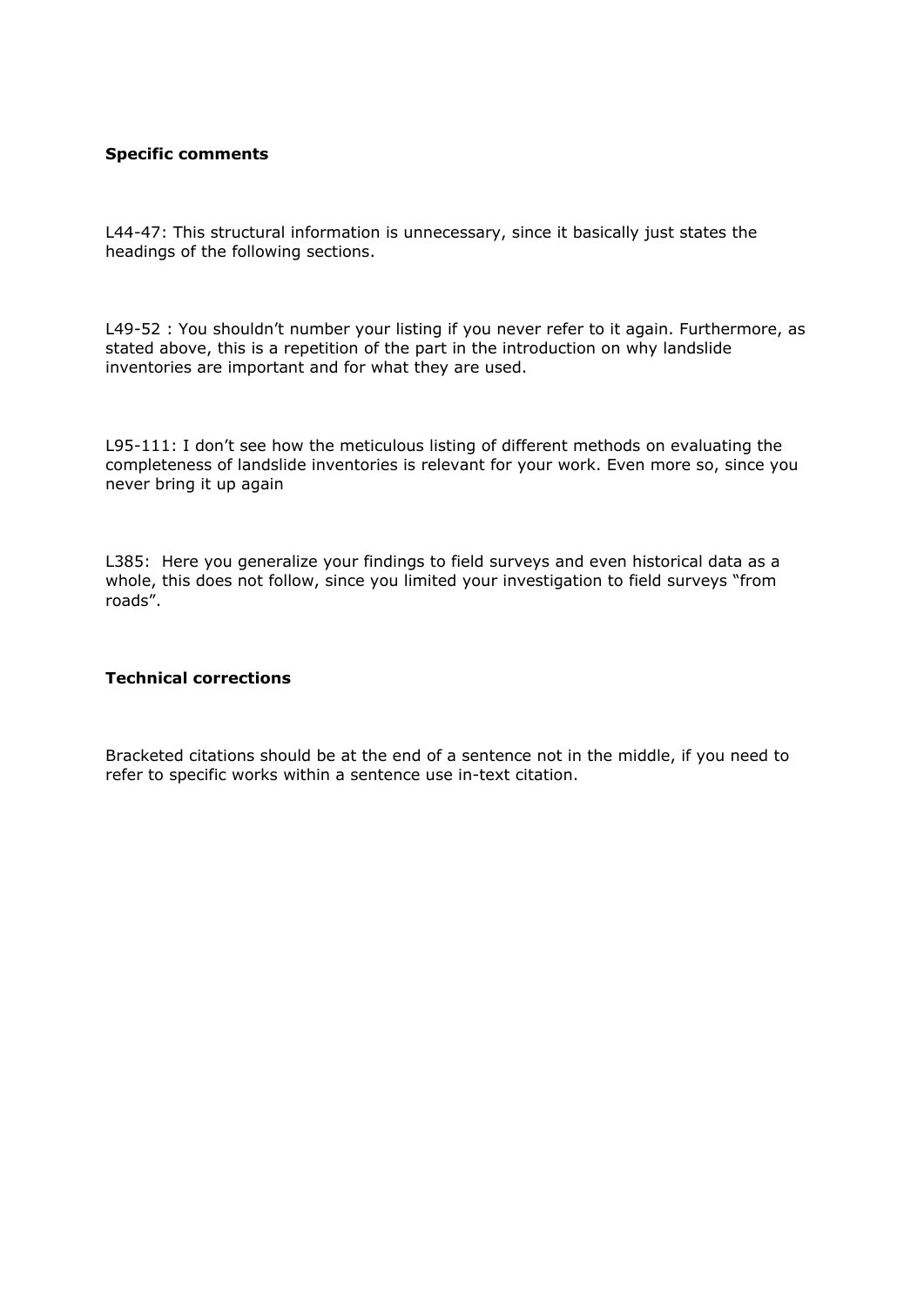**Specific comments**

L44-47: This structural information is unnecessary, since it basically just states the headings of the following sections.

L49-52 : You shouldn’t number your listing if you never refer to it again. Furthermore, as stated above, this is a repetition of the part in the introduction on why landslide inventories are important and for what they are used.

L95-111: I don’t see how the meticulous listing of different methods on evaluating the completeness of landslide inventories is relevant for your work. Even more so, since you never bring it up again

L385: Here you generalize your findings to field surveys and even historical data as a whole, this does not follow, since you limited your investigation to field surveys “from roads”.

**Technical corrections**

Bracketed citations should be at the end of a sentence not in the middle, if you need to refer to specific works within a sentence use in-text citation.